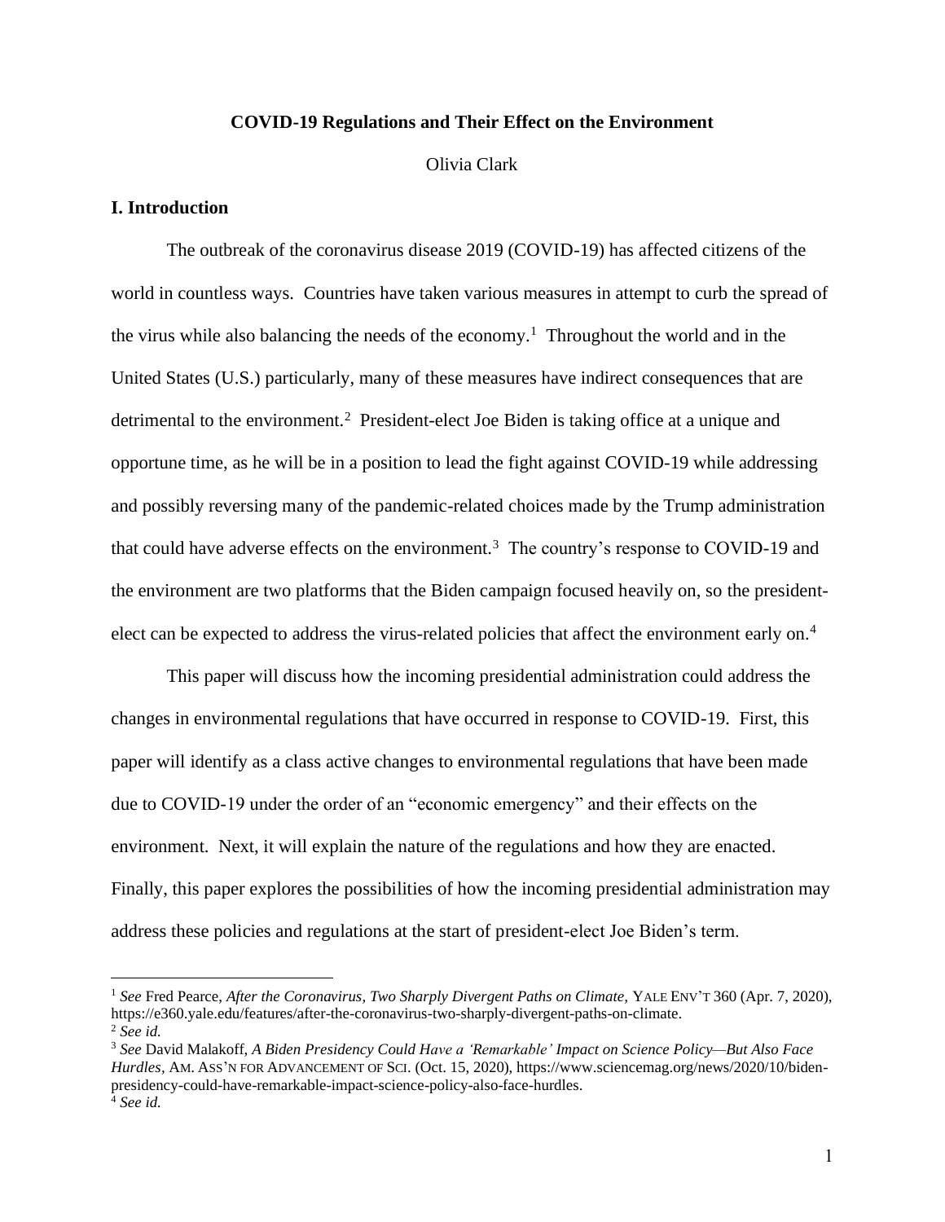**COVID-19 Regulations and Their Effect on the Environment**

Olivia Clark

## I. Introduction

The outbreak of the coronavirus disease 2019 (COVID-19) has affected citizens of the world in countless ways. Countries have taken various measures in attempt to curb the spread of the virus while also balancing the needs of the economy.[1] Throughout the world and in the United States (U.S.) particularly, many of these measures have indirect consequences that are detrimental to the environment.[2] President-elect Joe Biden is taking office at a unique and opportune time, as he will be in a position to lead the fight against COVID-19 while addressing and possibly reversing many of the pandemic-related choices made by the Trump administration that could have adverse effects on the environment.[3] The country's response to COVID-19 and the environment are two platforms that the Biden campaign focused heavily on, so the president-elect can be expected to address the virus-related policies that affect the environment early on.[4]

This paper will discuss how the incoming presidential administration could address the changes in environmental regulations that have occurred in response to COVID-19. First, this paper will identify as a class active changes to environmental regulations that have been made due to COVID-19 under the order of an "economic emergency" and their effects on the environment. Next, it will explain the nature of the regulations and how they are enacted. Finally, this paper explores the possibilities of how the incoming presidential administration may address these policies and regulations at the start of president-elect Joe Biden's term.

---

[1] *See* Fred Pearce, *After the Coronavirus, Two Sharply Divergent Paths on Climate*, YALE ENV'T 360 (Apr. 7, 2020), https://e360.yale.edu/features/after-the-coronavirus-two-sharply-divergent-paths-on-climate.

[2] *See id.*

[3] *See* David Malakoff, *A Biden Presidency Could Have a 'Remarkable' Impact on Science Policy—But Also Face Hurdles*, AM. ASS'N FOR ADVANCEMENT OF SCI. (Oct. 15, 2020), https://www.sciencemag.org/news/2020/10/biden-presidency-could-have-remarkable-impact-science-policy-also-face-hurdles.

[4] *See id.*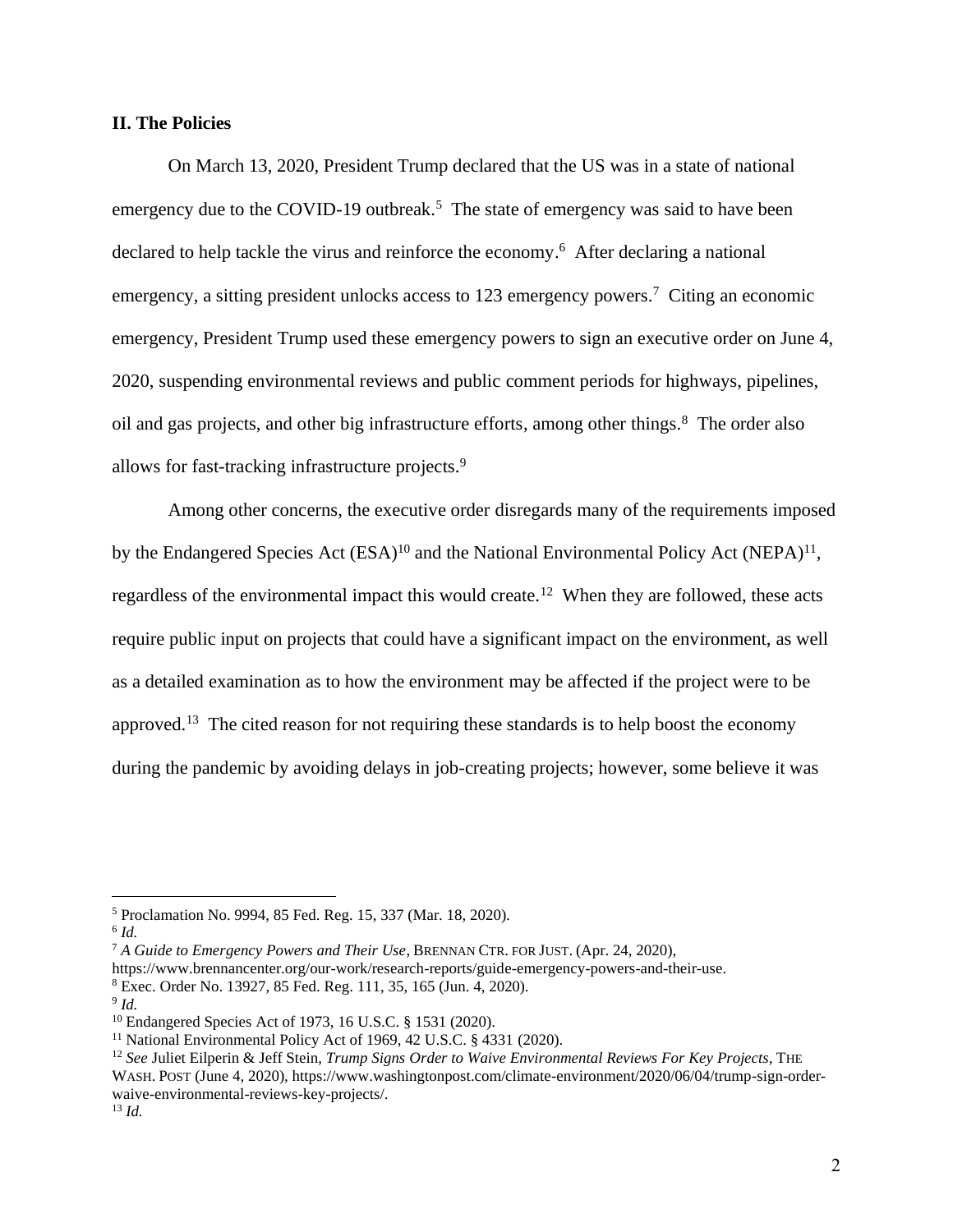## II. The Policies

On March 13, 2020, President Trump declared that the US was in a state of national emergency due to the COVID-19 outbreak.[5] The state of emergency was said to have been declared to help tackle the virus and reinforce the economy.[6] After declaring a national emergency, a sitting president unlocks access to 123 emergency powers.[7] Citing an economic emergency, President Trump used these emergency powers to sign an executive order on June 4, 2020, suspending environmental reviews and public comment periods for highways, pipelines, oil and gas projects, and other big infrastructure efforts, among other things.[8] The order also allows for fast-tracking infrastructure projects.[9]

Among other concerns, the executive order disregards many of the requirements imposed by the Endangered Species Act (ESA)[10] and the National Environmental Policy Act (NEPA)[11], regardless of the environmental impact this would create.[12] When they are followed, these acts require public input on projects that could have a significant impact on the environment, as well as a detailed examination as to how the environment may be affected if the project were to be approved.[13] The cited reason for not requiring these standards is to help boost the economy during the pandemic by avoiding delays in job-creating projects; however, some believe it was

---

[5] Proclamation No. 9994, 85 Fed. Reg. 15, 337 (Mar. 18, 2020).

[6] *Id.*

[7] *A Guide to Emergency Powers and Their Use*, BRENNAN CTR. FOR JUST. (Apr. 24, 2020), https://www.brennancenter.org/our-work/research-reports/guide-emergency-powers-and-their-use.

[8] Exec. Order No. 13927, 85 Fed. Reg. 111, 35, 165 (Jun. 4, 2020).

[9] *Id.*

[10] Endangered Species Act of 1973, 16 U.S.C. § 1531 (2020).

[11] National Environmental Policy Act of 1969, 42 U.S.C. § 4331 (2020).

[12] *See* Juliet Eilperin & Jeff Stein, *Trump Signs Order to Waive Environmental Reviews For Key Projects*, THE WASH. POST (June 4, 2020), https://www.washingtonpost.com/climate-environment/2020/06/04/trump-sign-order-waive-environmental-reviews-key-projects/.

[13] *Id.*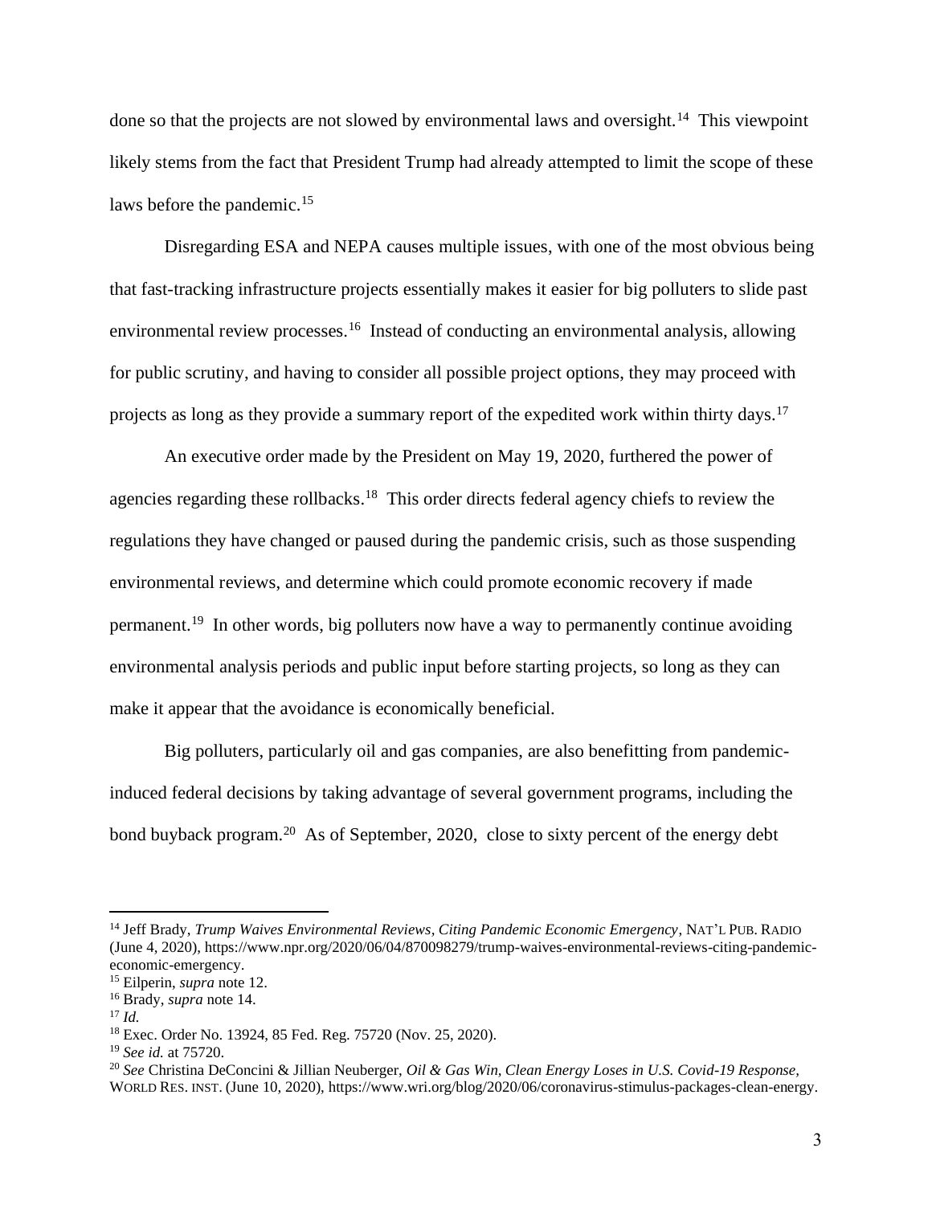done so that the projects are not slowed by environmental laws and oversight.[14] This viewpoint likely stems from the fact that President Trump had already attempted to limit the scope of these laws before the pandemic.[15]

Disregarding ESA and NEPA causes multiple issues, with one of the most obvious being that fast-tracking infrastructure projects essentially makes it easier for big polluters to slide past environmental review processes.[16] Instead of conducting an environmental analysis, allowing for public scrutiny, and having to consider all possible project options, they may proceed with projects as long as they provide a summary report of the expedited work within thirty days.[17]

An executive order made by the President on May 19, 2020, furthered the power of agencies regarding these rollbacks.[18] This order directs federal agency chiefs to review the regulations they have changed or paused during the pandemic crisis, such as those suspending environmental reviews, and determine which could promote economic recovery if made permanent.[19] In other words, big polluters now have a way to permanently continue avoiding environmental analysis periods and public input before starting projects, so long as they can make it appear that the avoidance is economically beneficial.

Big polluters, particularly oil and gas companies, are also benefitting from pandemic-induced federal decisions by taking advantage of several government programs, including the bond buyback program.[20] As of September, 2020, close to sixty percent of the energy debt

---

[14] Jeff Brady, *Trump Waives Environmental Reviews, Citing Pandemic Economic Emergency*, NAT'L PUB. RADIO (June 4, 2020), https://www.npr.org/2020/06/04/870098279/trump-waives-environmental-reviews-citing-pandemic-economic-emergency.

[15] Eilperin, *supra* note 12.

[16] Brady, *supra* note 14.

[17] *Id.*

[18] Exec. Order No. 13924, 85 Fed. Reg. 75720 (Nov. 25, 2020).

[19] *See id.* at 75720.

[20] *See* Christina DeConcini & Jillian Neuberger, *Oil & Gas Win, Clean Energy Loses in U.S. Covid-19 Response*, WORLD RES. INST. (June 10, 2020), https://www.wri.org/blog/2020/06/coronavirus-stimulus-packages-clean-energy.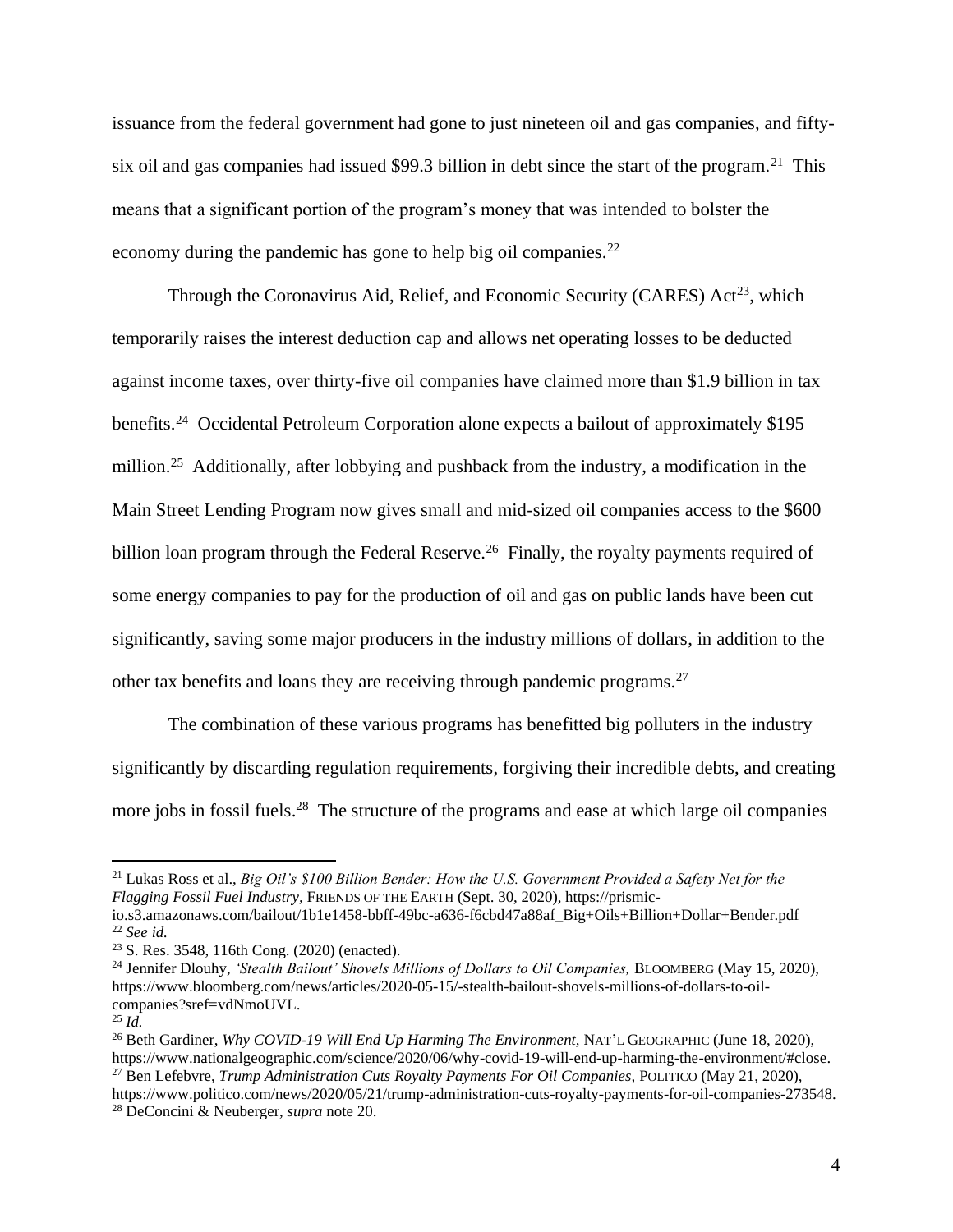issuance from the federal government had gone to just nineteen oil and gas companies, and fifty-six oil and gas companies had issued $99.3 billion in debt since the start of the program.[21] This means that a significant portion of the program's money that was intended to bolster the economy during the pandemic has gone to help big oil companies.[22]

Through the Coronavirus Aid, Relief, and Economic Security (CARES) Act[23], which temporarily raises the interest deduction cap and allows net operating losses to be deducted against income taxes, over thirty-five oil companies have claimed more than $1.9 billion in tax benefits.[24] Occidental Petroleum Corporation alone expects a bailout of approximately $195 million.[25] Additionally, after lobbying and pushback from the industry, a modification in the Main Street Lending Program now gives small and mid-sized oil companies access to the $600 billion loan program through the Federal Reserve.[26] Finally, the royalty payments required of some energy companies to pay for the production of oil and gas on public lands have been cut significantly, saving some major producers in the industry millions of dollars, in addition to the other tax benefits and loans they are receiving through pandemic programs.[27]

The combination of these various programs has benefitted big polluters in the industry significantly by discarding regulation requirements, forgiving their incredible debts, and creating more jobs in fossil fuels.[28] The structure of the programs and ease at which large oil companies

---

[21] Lukas Ross et al., *Big Oil's $100 Billion Bender: How the U.S. Government Provided a Safety Net for the Flagging Fossil Fuel Industry*, FRIENDS OF THE EARTH (Sept. 30, 2020), https://prismic-io.s3.amazonaws.com/bailout/1b1e1458-bbff-49bc-a636-f6cbd47a88af_Big+Oils+Billion+Dollar+Bender.pdf

[22] *See id.*

[23] S. Res. 3548, 116th Cong. (2020) (enacted).

[24] Jennifer Dlouhy, *'Stealth Bailout' Shovels Millions of Dollars to Oil Companies,* BLOOMBERG (May 15, 2020), https://www.bloomberg.com/news/articles/2020-05-15/-stealth-bailout-shovels-millions-of-dollars-to-oil-companies?sref=vdNmoUVL.

[25] *Id.*

[26] Beth Gardiner, *Why COVID-19 Will End Up Harming The Environment,* NAT'L GEOGRAPHIC (June 18, 2020), https://www.nationalgeographic.com/science/2020/06/why-covid-19-will-end-up-harming-the-environment/#close.

[27] Ben Lefebvre, *Trump Administration Cuts Royalty Payments For Oil Companies,* POLITICO (May 21, 2020), https://www.politico.com/news/2020/05/21/trump-administration-cuts-royalty-payments-for-oil-companies-273548.

[28] DeConcini & Neuberger, *supra* note 20.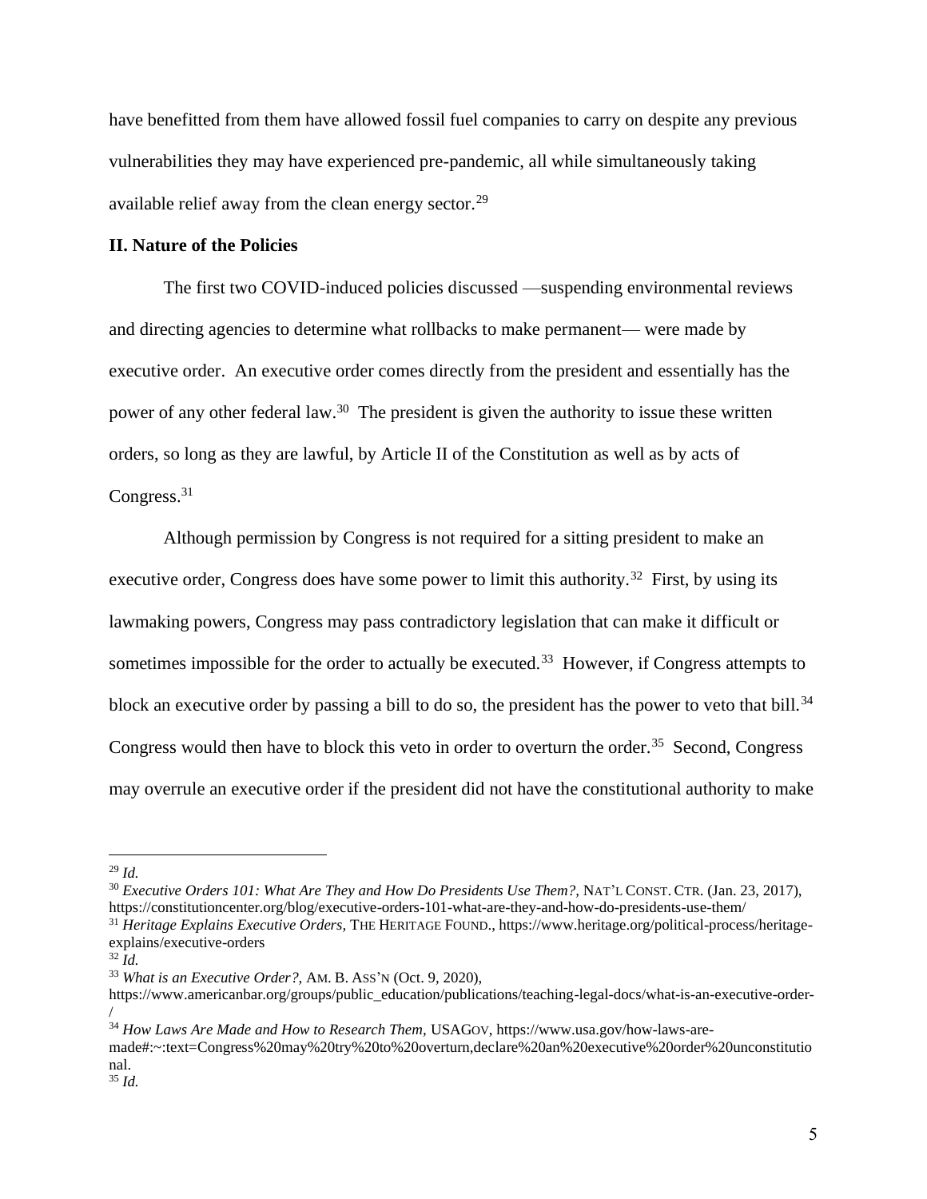have benefitted from them have allowed fossil fuel companies to carry on despite any previous vulnerabilities they may have experienced pre-pandemic, all while simultaneously taking available relief away from the clean energy sector.[29]

## II. Nature of the Policies

The first two COVID-induced policies discussed —suspending environmental reviews and directing agencies to determine what rollbacks to make permanent— were made by executive order. An executive order comes directly from the president and essentially has the power of any other federal law.[30] The president is given the authority to issue these written orders, so long as they are lawful, by Article II of the Constitution as well as by acts of Congress.[31]

Although permission by Congress is not required for a sitting president to make an executive order, Congress does have some power to limit this authority.[32] First, by using its lawmaking powers, Congress may pass contradictory legislation that can make it difficult or sometimes impossible for the order to actually be executed.[33] However, if Congress attempts to block an executive order by passing a bill to do so, the president has the power to veto that bill.[34] Congress would then have to block this veto in order to overturn the order.[35] Second, Congress may overrule an executive order if the president did not have the constitutional authority to make

---

[29] *Id.*

[30] *Executive Orders 101: What Are They and How Do Presidents Use Them?*, NAT'L CONST. CTR. (Jan. 23, 2017), https://constitutioncenter.org/blog/executive-orders-101-what-are-they-and-how-do-presidents-use-them/

[31] *Heritage Explains Executive Orders*, THE HERITAGE FOUND., https://www.heritage.org/political-process/heritage-explains/executive-orders

[32] *Id.*

[33] *What is an Executive Order?*, AM. B. ASS'N (Oct. 9, 2020), https://www.americanbar.org/groups/public_education/publications/teaching-legal-docs/what-is-an-executive-order-/

[34] *How Laws Are Made and How to Research Them*, USAGOV, https://www.usa.gov/how-laws-are-made#:~:text=Congress%20may%20try%20to%20overturn,declare%20an%20executive%20order%20unconstitutional.

[35] *Id.*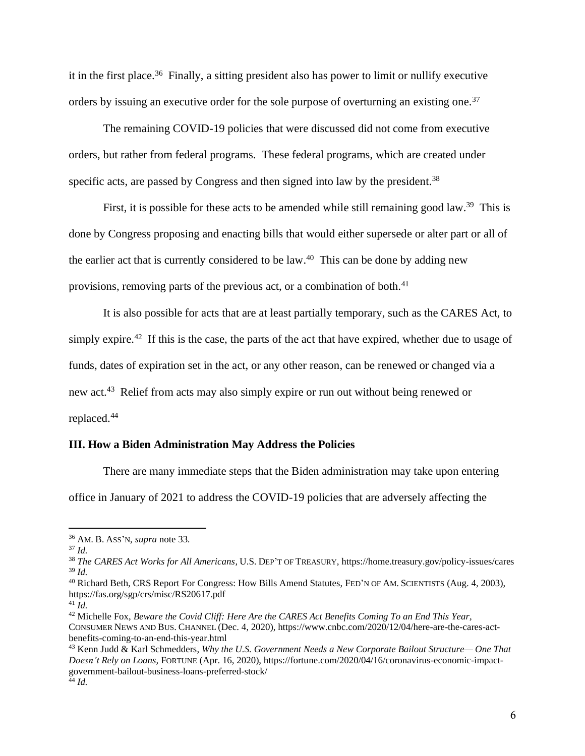it in the first place.[36] Finally, a sitting president also has power to limit or nullify executive orders by issuing an executive order for the sole purpose of overturning an existing one.[37]

The remaining COVID-19 policies that were discussed did not come from executive orders, but rather from federal programs. These federal programs, which are created under specific acts, are passed by Congress and then signed into law by the president.[38]

First, it is possible for these acts to be amended while still remaining good law.[39] This is done by Congress proposing and enacting bills that would either supersede or alter part or all of the earlier act that is currently considered to be law.[40] This can be done by adding new provisions, removing parts of the previous act, or a combination of both.[41]

It is also possible for acts that are at least partially temporary, such as the CARES Act, to simply expire.[42] If this is the case, the parts of the act that have expired, whether due to usage of funds, dates of expiration set in the act, or any other reason, can be renewed or changed via a new act.[43] Relief from acts may also simply expire or run out without being renewed or replaced.[44]

### III. How a Biden Administration May Address the Policies

There are many immediate steps that the Biden administration may take upon entering office in January of 2021 to address the COVID-19 policies that are adversely affecting the

---

[36] AM. B. ASS'N, *supra* note 33.

[37] *Id.*

[38] *The CARES Act Works for All Americans*, U.S. DEP'T OF TREASURY, https://home.treasury.gov/policy-issues/cares

[39] *Id.*

[40] Richard Beth, CRS Report For Congress: How Bills Amend Statutes, FED'N OF AM. SCIENTISTS (Aug. 4, 2003), https://fas.org/sgp/crs/misc/RS20617.pdf

[41] *Id.*

[42] Michelle Fox, *Beware the Covid Cliff: Here Are the CARES Act Benefits Coming To an End This Year*, CONSUMER NEWS AND BUS. CHANNEL (Dec. 4, 2020), https://www.cnbc.com/2020/12/04/here-are-the-cares-act-benefits-coming-to-an-end-this-year.html

[43] Kenn Judd & Karl Schmedders, *Why the U.S. Government Needs a New Corporate Bailout Structure— One That Doesn't Rely on Loans*, FORTUNE (Apr. 16, 2020), https://fortune.com/2020/04/16/coronavirus-economic-impact-government-bailout-business-loans-preferred-stock/

[44] *Id.*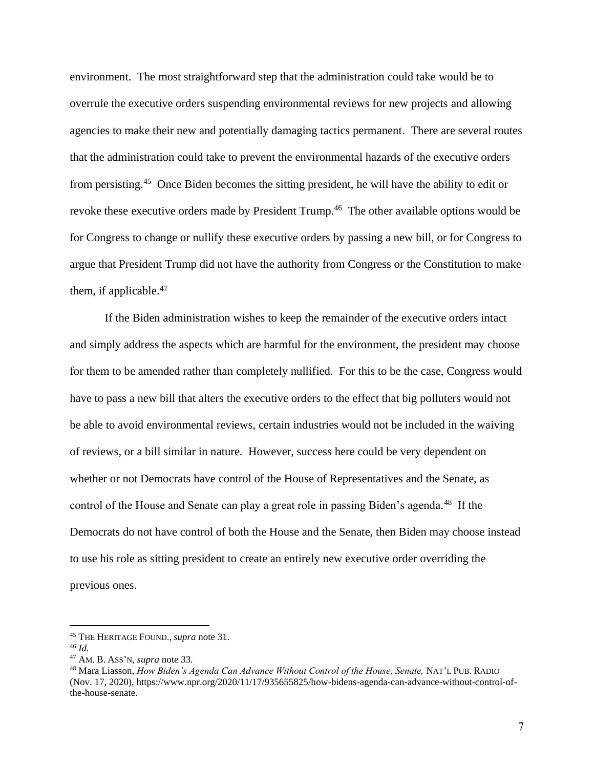environment. The most straightforward step that the administration could take would be to overrule the executive orders suspending environmental reviews for new projects and allowing agencies to make their new and potentially damaging tactics permanent. There are several routes that the administration could take to prevent the environmental hazards of the executive orders from persisting.[45] Once Biden becomes the sitting president, he will have the ability to edit or revoke these executive orders made by President Trump.[46] The other available options would be for Congress to change or nullify these executive orders by passing a new bill, or for Congress to argue that President Trump did not have the authority from Congress or the Constitution to make them, if applicable.[47]

If the Biden administration wishes to keep the remainder of the executive orders intact and simply address the aspects which are harmful for the environment, the president may choose for them to be amended rather than completely nullified. For this to be the case, Congress would have to pass a new bill that alters the executive orders to the effect that big polluters would not be able to avoid environmental reviews, certain industries would not be included in the waiving of reviews, or a bill similar in nature. However, success here could be very dependent on whether or not Democrats have control of the House of Representatives and the Senate, as control of the House and Senate can play a great role in passing Biden's agenda.[48] If the Democrats do not have control of both the House and the Senate, then Biden may choose instead to use his role as sitting president to create an entirely new executive order overriding the previous ones.

---

[45] THE HERITAGE FOUND., *supra* note 31.

[46] *Id.*

[47] AM. B. ASS'N, *supra* note 33.

[48] Mara Liasson, *How Biden's Agenda Can Advance Without Control of the House, Senate,* NAT'L PUB. RADIO (Nov. 17, 2020), https://www.npr.org/2020/11/17/935655825/how-bidens-agenda-can-advance-without-control-of-the-house-senate.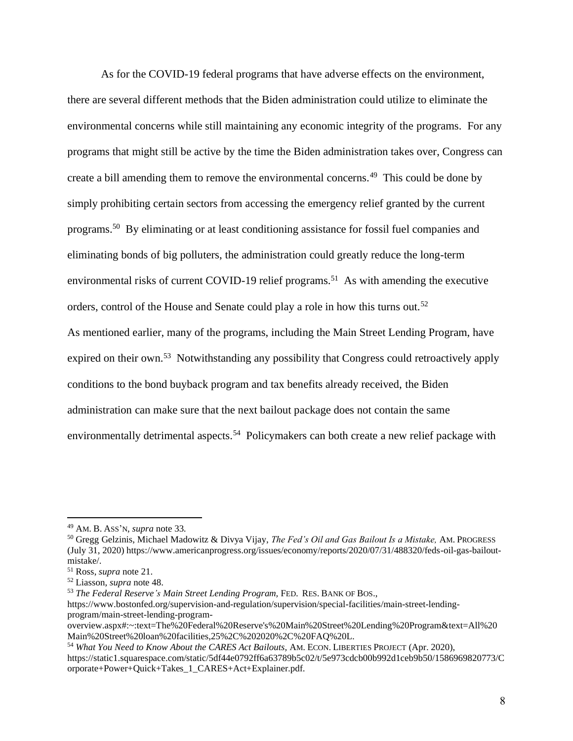As for the COVID-19 federal programs that have adverse effects on the environment, there are several different methods that the Biden administration could utilize to eliminate the environmental concerns while still maintaining any economic integrity of the programs. For any programs that might still be active by the time the Biden administration takes over, Congress can create a bill amending them to remove the environmental concerns.[49] This could be done by simply prohibiting certain sectors from accessing the emergency relief granted by the current programs.[50] By eliminating or at least conditioning assistance for fossil fuel companies and eliminating bonds of big polluters, the administration could greatly reduce the long-term environmental risks of current COVID-19 relief programs.[51] As with amending the executive orders, control of the House and Senate could play a role in how this turns out.[52]

As mentioned earlier, many of the programs, including the Main Street Lending Program, have expired on their own.[53] Notwithstanding any possibility that Congress could retroactively apply conditions to the bond buyback program and tax benefits already received, the Biden administration can make sure that the next bailout package does not contain the same environmentally detrimental aspects.[54] Policymakers can both create a new relief package with

---

[49] AM. B. ASS'N, *supra* note 33.

[50] Gregg Gelzinis, Michael Madowitz & Divya Vijay, *The Fed's Oil and Gas Bailout Is a Mistake,* AM. PROGRESS (July 31, 2020) https://www.americanprogress.org/issues/economy/reports/2020/07/31/488320/feds-oil-gas-bailout-mistake/.

[51] Ross, *supra* note 21.

[52] Liasson, *supra* note 48.

[53] *The Federal Reserve's Main Street Lending Program*, FED. RES. BANK OF BOS., https://www.bostonfed.org/supervision-and-regulation/supervision/special-facilities/main-street-lending-program/main-street-lending-program-overview.aspx#:~:text=The%20Federal%20Reserve's%20Main%20Street%20Lending%20Program&text=All%20Main%20Street%20loan%20facilities,25%2C%202020%2C%20FAQ%20L.

[54] *What You Need to Know About the CARES Act Bailouts,* AM. ECON. LIBERTIES PROJECT (Apr. 2020), https://static1.squarespace.com/static/5df44e0792ff6a63789b5c02/t/5e973cdcb00b992d1ceb9b50/1586969820773/Corporate+Power+Quick+Takes_1_CARES+Act+Explainer.pdf.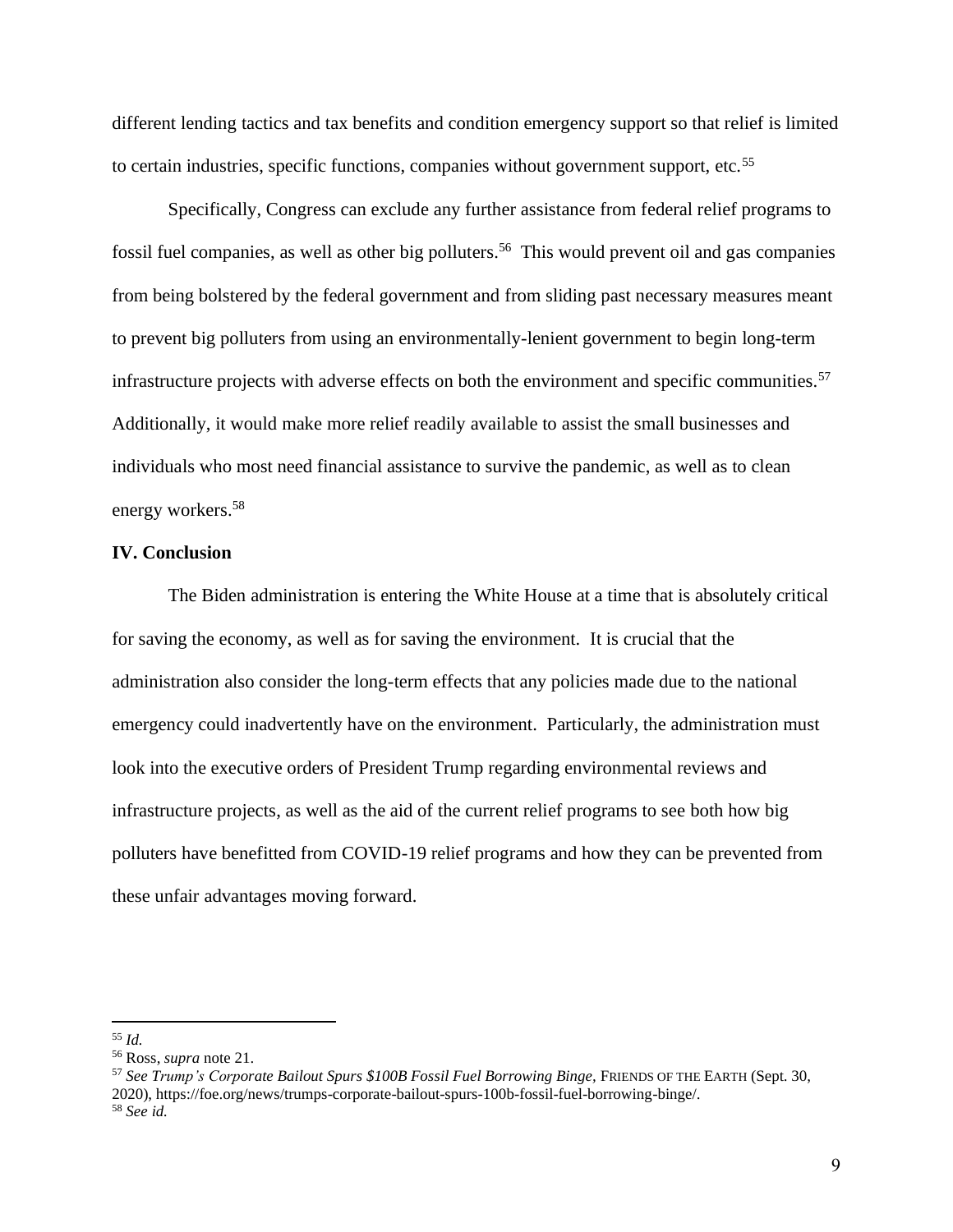different lending tactics and tax benefits and condition emergency support so that relief is limited to certain industries, specific functions, companies without government support, etc.[55]

Specifically, Congress can exclude any further assistance from federal relief programs to fossil fuel companies, as well as other big polluters.[56] This would prevent oil and gas companies from being bolstered by the federal government and from sliding past necessary measures meant to prevent big polluters from using an environmentally-lenient government to begin long-term infrastructure projects with adverse effects on both the environment and specific communities.[57] Additionally, it would make more relief readily available to assist the small businesses and individuals who most need financial assistance to survive the pandemic, as well as to clean energy workers.[58]

**IV. Conclusion**

The Biden administration is entering the White House at a time that is absolutely critical for saving the economy, as well as for saving the environment. It is crucial that the administration also consider the long-term effects that any policies made due to the national emergency could inadvertently have on the environment. Particularly, the administration must look into the executive orders of President Trump regarding environmental reviews and infrastructure projects, as well as the aid of the current relief programs to see both how big polluters have benefitted from COVID-19 relief programs and how they can be prevented from these unfair advantages moving forward.

---

[55] *Id.*

[56] Ross, *supra* note 21.

[57] *See Trump's Corporate Bailout Spurs $100B Fossil Fuel Borrowing Binge*, FRIENDS OF THE EARTH (Sept. 30, 2020), https://foe.org/news/trumps-corporate-bailout-spurs-100b-fossil-fuel-borrowing-binge/.

[58] *See id.*